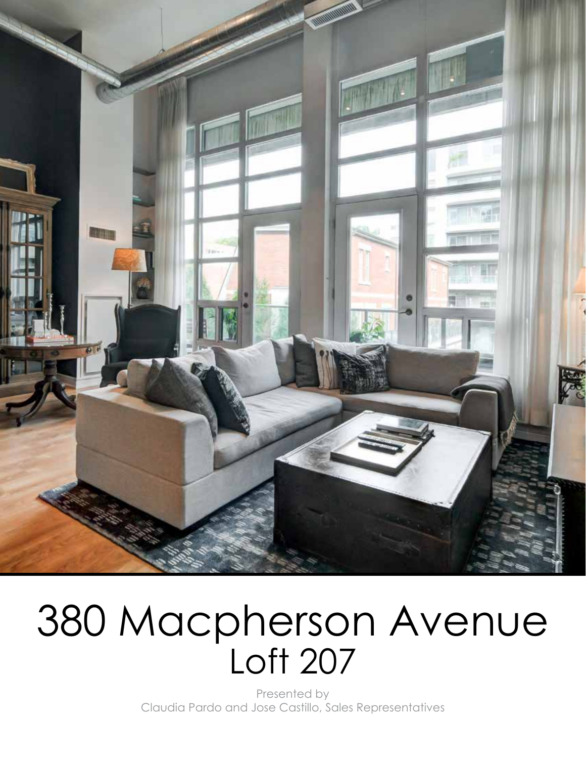# 380 Macpherson Avenue
## Loft 207

Presented by
Claudia Pardo and Jose Castillo, Sales Representatives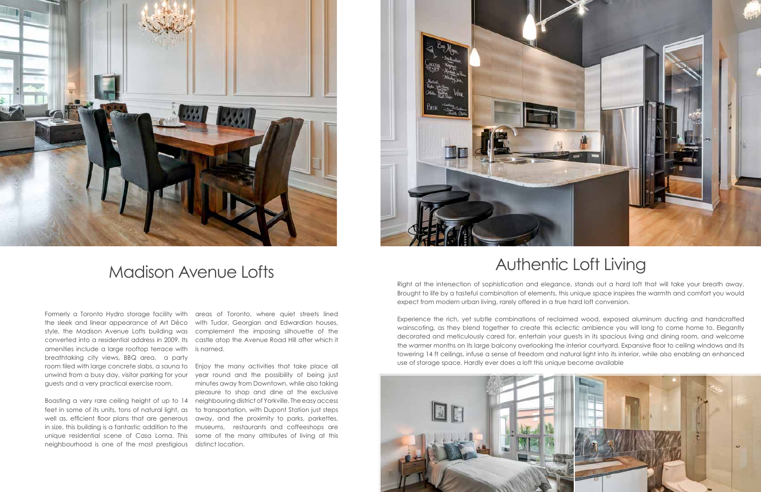# Madison Avenue Lofts

Formerly a Toronto Hydro storage facility with the sleek and linear appearance of Art Déco style, the Madison Avenue Lofts building was converted into a residential address in 2009. Its amenities include a large rooftop terrace with breathtaking city views, BBQ area, a party room tiled with large concrete slabs, a sauna to unwind from a busy day, visitor parking for your guests and a very practical exercise room.

Boasting a very rare ceiling height of up to 14 feet in some of its units, tons of natural light, as well as, efficient floor plans that are generous in size, this building is a fantastic addition to the unique residential scene of Casa Loma. This neighbourhood is one of the most prestigious areas of Toronto, where quiet streets lined with Tudor, Georgian and Edwardian houses, complement the imposing silhouette of the castle atop the Avenue Road Hill after which it is named.

Enjoy the many activities that take place all year round and the possibility of being just minutes away from Downtown, while also taking pleasure to shop and dine at the exclusive neighbouring district of Yorkville. The easy access to transportation, with Dupont Station just steps away, and the proximity to parks, parkettes, museums, restaurants and coffeeshops are some of the many attributes of living at this distinct location.

# Authentic Loft Living

Right at the intersection of sophistication and elegance, stands out a hard loft that will take your breath away. Brought to life by a tasteful combination of elements, this unique space inspires the warmth and comfort you would expect from modern urban living, rarely offered in a true hard loft conversion.

Experience the rich, yet subtle combinations of reclaimed wood, exposed aluminum ducting and handcrafted wainscoting, as they blend together to create this eclectic ambience you will long to come home to. Elegantly decorated and meticulously cared for, entertain your guests in its spacious living and dining room, and welcome the warmer months on its large balcony overlooking the interior courtyard. Expansive floor to ceiling windows and its towering 14 ft ceilings, infuse a sense of freedom and natural light into its interior, while also enabling an enhanced use of storage space. Hardly ever does a loft this unique become available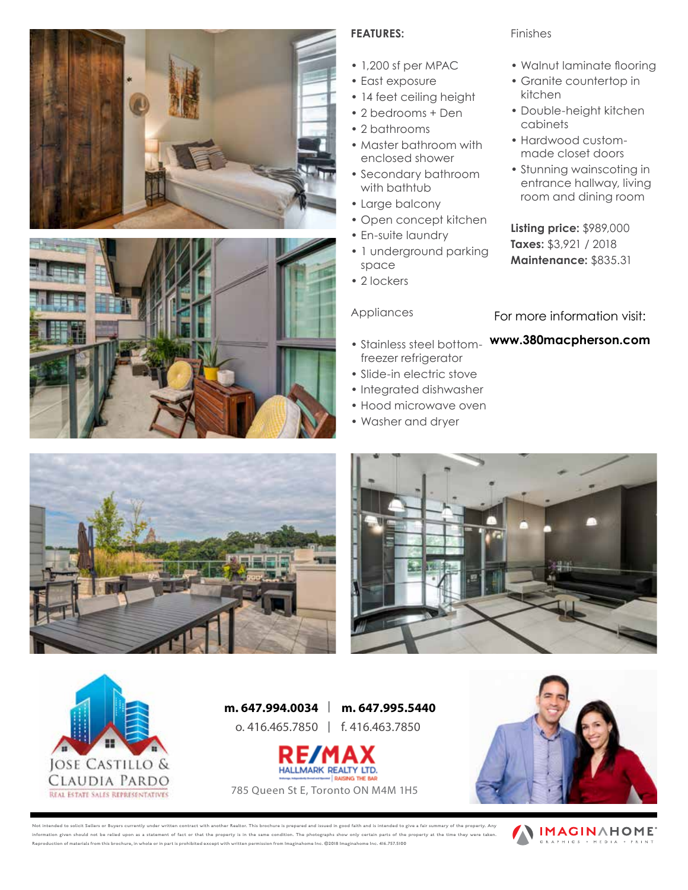## FEATURES:

- 1,200 sf per MPAC
- East exposure
- 14 feet ceiling height
- 2 bedrooms + Den
- 2 bathrooms
- Master bathroom with enclosed shower
- Secondary bathroom with bathtub
- Large balcony
- Open concept kitchen
- En-suite laundry
- 1 underground parking space
- 2 lockers

### Appliances

- Stainless steel bottom-freezer refrigerator
- Slide-in electric stove
- Integrated dishwasher
- Hood microwave oven
- Washer and dryer

### Finishes

- Walnut laminate flooring
- Granite countertop in kitchen
- Double-height kitchen cabinets
- Hardwood custom-made closet doors
- Stunning wainscoting in entrance hallway, living room and dining room

**Listing price:** $989,000
**Taxes:** $3,921 / 2018
**Maintenance:** $835.31

For more information visit:

**www.380macpherson.com**

JOSE CASTILLO & CLAUDIA PARDO
REAL ESTATE SALES REPRESENTATIVES

**m. 647.994.0034** | **m. 647.995.5440**
o. 416.465.7850 | f. 416.463.7850

RE/MAX HALLMARK REALTY LTD.
RAISING THE BAR

785 Queen St E, Toronto ON M4M 1H5

Not intended to solicit Sellers or Buyers currently under written contract with another Realtor. This brochure is prepared and issued in good faith and is intended to give a fair summary of the property. Any information given should not be relied upon as a statement of fact or that the property is in the same condition. The photographs show only certain parts of the property at the time they were taken. Reproduction of materials from this brochure, in whole or in part is prohibited except with written permission from Imaginahome Inc. ©2018 Imaginahome Inc. 416.757.5100

IMAGINAHOME
GRAPHICS • MEDIA • PRINT